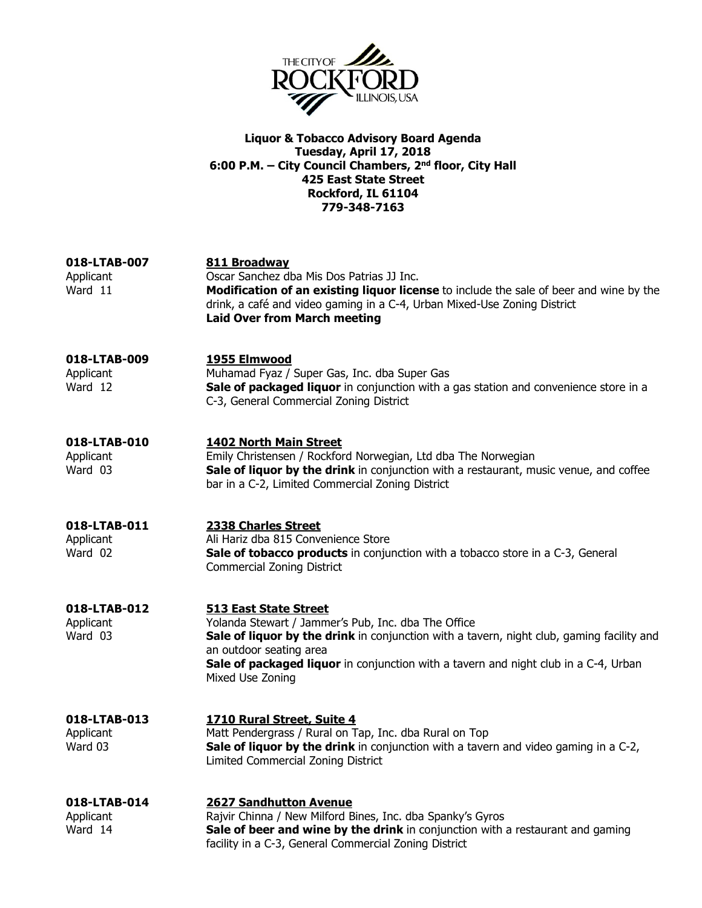# Liquor & Tobacco Advisory Board Agenda

**Tuesday, April 17, 2018**
**6:00 P.M. – City Council Chambers, 2nd floor, City Hall**
**425 East State Street**
**Rockford, IL 61104**
**779-348-7163**

---

**018-LTAB-007**
Applicant
Ward 11

**811 Broadway**
Oscar Sanchez dba Mis Dos Patrias JJ Inc.
**Modification of an existing liquor license** to include the sale of beer and wine by the drink, a café and video gaming in a C-4, Urban Mixed-Use Zoning District
**Laid Over from March meeting**

---

**018-LTAB-009**
Applicant
Ward 12

**1955 Elmwood**
Muhamad Fyaz / Super Gas, Inc. dba Super Gas
**Sale of packaged liquor** in conjunction with a gas station and convenience store in a C-3, General Commercial Zoning District

---

**018-LTAB-010**
Applicant
Ward 03

**1402 North Main Street**
Emily Christensen / Rockford Norwegian, Ltd dba The Norwegian
**Sale of liquor by the drink** in conjunction with a restaurant, music venue, and coffee bar in a C-2, Limited Commercial Zoning District

---

**018-LTAB-011**
Applicant
Ward 02

**2338 Charles Street**
Ali Hariz dba 815 Convenience Store
**Sale of tobacco products** in conjunction with a tobacco store in a C-3, General Commercial Zoning District

---

**018-LTAB-012**
Applicant
Ward 03

**513 East State Street**
Yolanda Stewart / Jammer's Pub, Inc. dba The Office
**Sale of liquor by the drink** in conjunction with a tavern, night club, gaming facility and an outdoor seating area
**Sale of packaged liquor** in conjunction with a tavern and night club in a C-4, Urban Mixed Use Zoning

---

**018-LTAB-013**
Applicant
Ward 03

**1710 Rural Street, Suite 4**
Matt Pendergrass / Rural on Tap, Inc. dba Rural on Top
**Sale of liquor by the drink** in conjunction with a tavern and video gaming in a C-2, Limited Commercial Zoning District

---

**018-LTAB-014**
Applicant
Ward 14

**2627 Sandhutton Avenue**
Rajvir Chinna / New Milford Bines, Inc. dba Spanky's Gyros
**Sale of beer and wine by the drink** in conjunction with a restaurant and gaming facility in a C-3, General Commercial Zoning District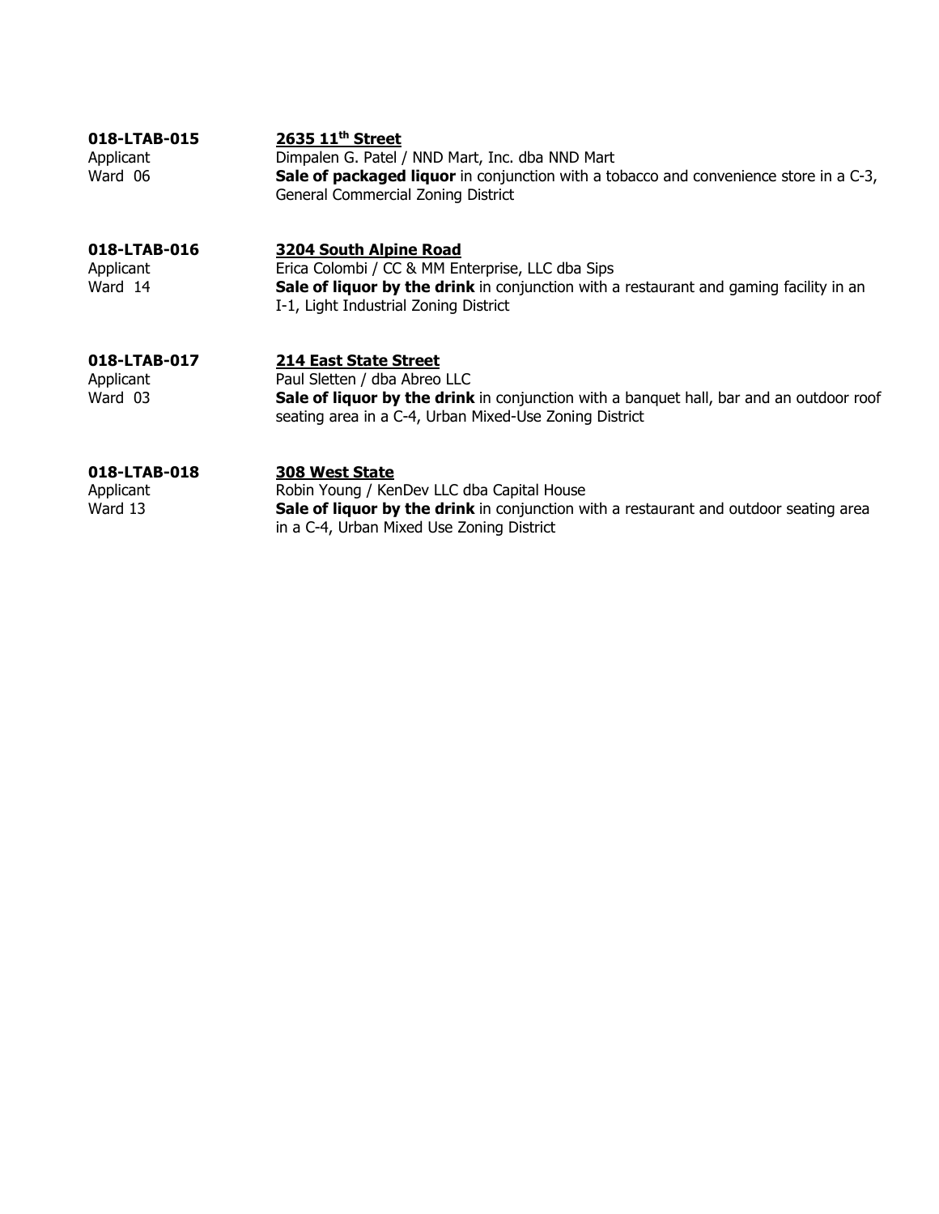**018-LTAB-015**
Applicant
Ward 06

**<u>2635 11th Street</u>**
Dimpalen G. Patel / NND Mart, Inc. dba NND Mart
**Sale of packaged liquor** in conjunction with a tobacco and convenience store in a C-3, General Commercial Zoning District

**018-LTAB-016**
Applicant
Ward 14

**<u>3204 South Alpine Road</u>**
Erica Colombi / CC & MM Enterprise, LLC dba Sips
**Sale of liquor by the drink** in conjunction with a restaurant and gaming facility in an I-1, Light Industrial Zoning District

**018-LTAB-017**
Applicant
Ward 03

**<u>214 East State Street</u>**
Paul Sletten / dba Abreo LLC
**Sale of liquor by the drink** in conjunction with a banquet hall, bar and an outdoor roof seating area in a C-4, Urban Mixed-Use Zoning District

**018-LTAB-018**
Applicant
Ward 13

**<u>308 West State</u>**
Robin Young / KenDev LLC dba Capital House
**Sale of liquor by the drink** in conjunction with a restaurant and outdoor seating area in a C-4, Urban Mixed Use Zoning District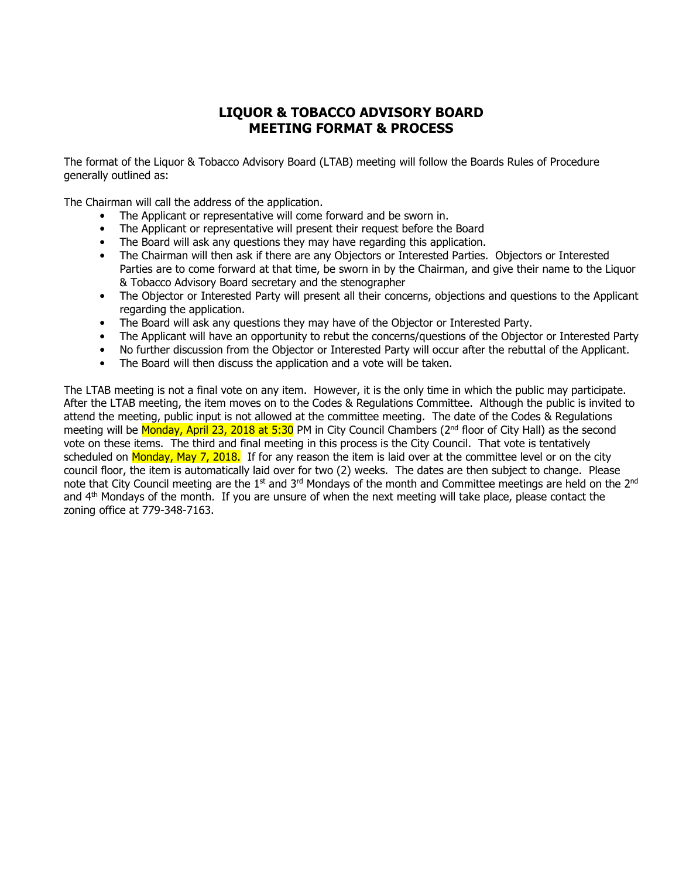# LIQUOR & TOBACCO ADVISORY BOARD
# MEETING FORMAT & PROCESS

The format of the Liquor & Tobacco Advisory Board (LTAB) meeting will follow the Boards Rules of Procedure generally outlined as:

The Chairman will call the address of the application.

- The Applicant or representative will come forward and be sworn in.
- The Applicant or representative will present their request before the Board
- The Board will ask any questions they may have regarding this application.
- The Chairman will then ask if there are any Objectors or Interested Parties. Objectors or Interested Parties are to come forward at that time, be sworn in by the Chairman, and give their name to the Liquor & Tobacco Advisory Board secretary and the stenographer
- The Objector or Interested Party will present all their concerns, objections and questions to the Applicant regarding the application.
- The Board will ask any questions they may have of the Objector or Interested Party.
- The Applicant will have an opportunity to rebut the concerns/questions of the Objector or Interested Party
- No further discussion from the Objector or Interested Party will occur after the rebuttal of the Applicant.
- The Board will then discuss the application and a vote will be taken.

The LTAB meeting is not a final vote on any item. However, it is the only time in which the public may participate. After the LTAB meeting, the item moves on to the Codes & Regulations Committee. Although the public is invited to attend the meeting, public input is not allowed at the committee meeting. The date of the Codes & Regulations meeting will be Monday, April 23, 2018 at 5:30 PM in City Council Chambers (2nd floor of City Hall) as the second vote on these items. The third and final meeting in this process is the City Council. That vote is tentatively scheduled on Monday, May 7, 2018. If for any reason the item is laid over at the committee level or on the city council floor, the item is automatically laid over for two (2) weeks. The dates are then subject to change. Please note that City Council meeting are the 1st and 3rd Mondays of the month and Committee meetings are held on the 2nd and 4th Mondays of the month. If you are unsure of when the next meeting will take place, please contact the zoning office at 779-348-7163.